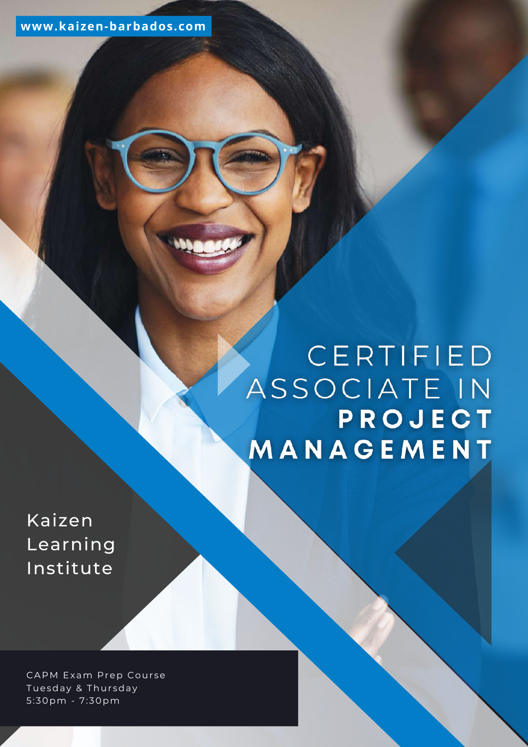www.kaizen-barbados.com

# CERTIFIED ASSOCIATE IN **PROJECT MANAGEMENT**

Kaizen Learning Institute

CAPM Exam Prep Course
Tuesday & Thursday
5:30pm - 7:30pm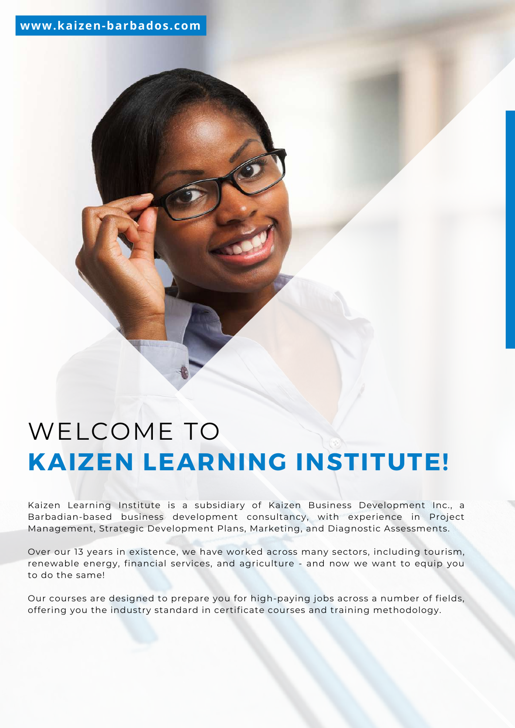www.kaizen-barbados.com

# WELCOME TO **KAIZEN LEARNING INSTITUTE!**

Kaizen Learning Institute is a subsidiary of Kaizen Business Development Inc., a Barbadian-based business development consultancy, with experience in Project Management, Strategic Development Plans, Marketing, and Diagnostic Assessments.

Over our 13 years in existence, we have worked across many sectors, including tourism, renewable energy, financial services, and agriculture - and now we want to equip you to do the same!

Our courses are designed to prepare you for high-paying jobs across a number of fields, offering you the industry standard in certificate courses and training methodology.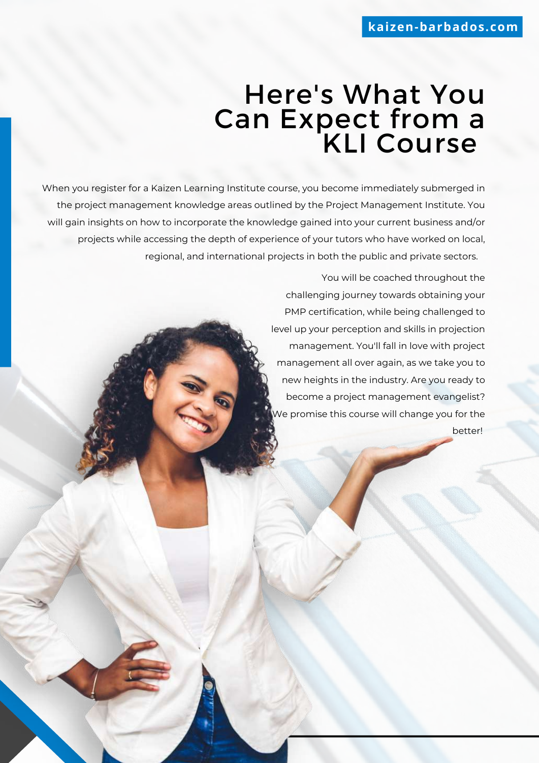# Here's What You Can Expect from a KLI Course

When you register for a Kaizen Learning Institute course, you become immediately submerged in the project management knowledge areas outlined by the Project Management Institute. You will gain insights on how to incorporate the knowledge gained into your current business and/or projects while accessing the depth of experience of your tutors who have worked on local, regional, and international projects in both the public and private sectors.

You will be coached throughout the challenging journey towards obtaining your PMP certification, while being challenged to level up your perception and skills in projection management. You'll fall in love with project management all over again, as we take you to new heights in the industry. Are you ready to become a project management evangelist? We promise this course will change you for the better!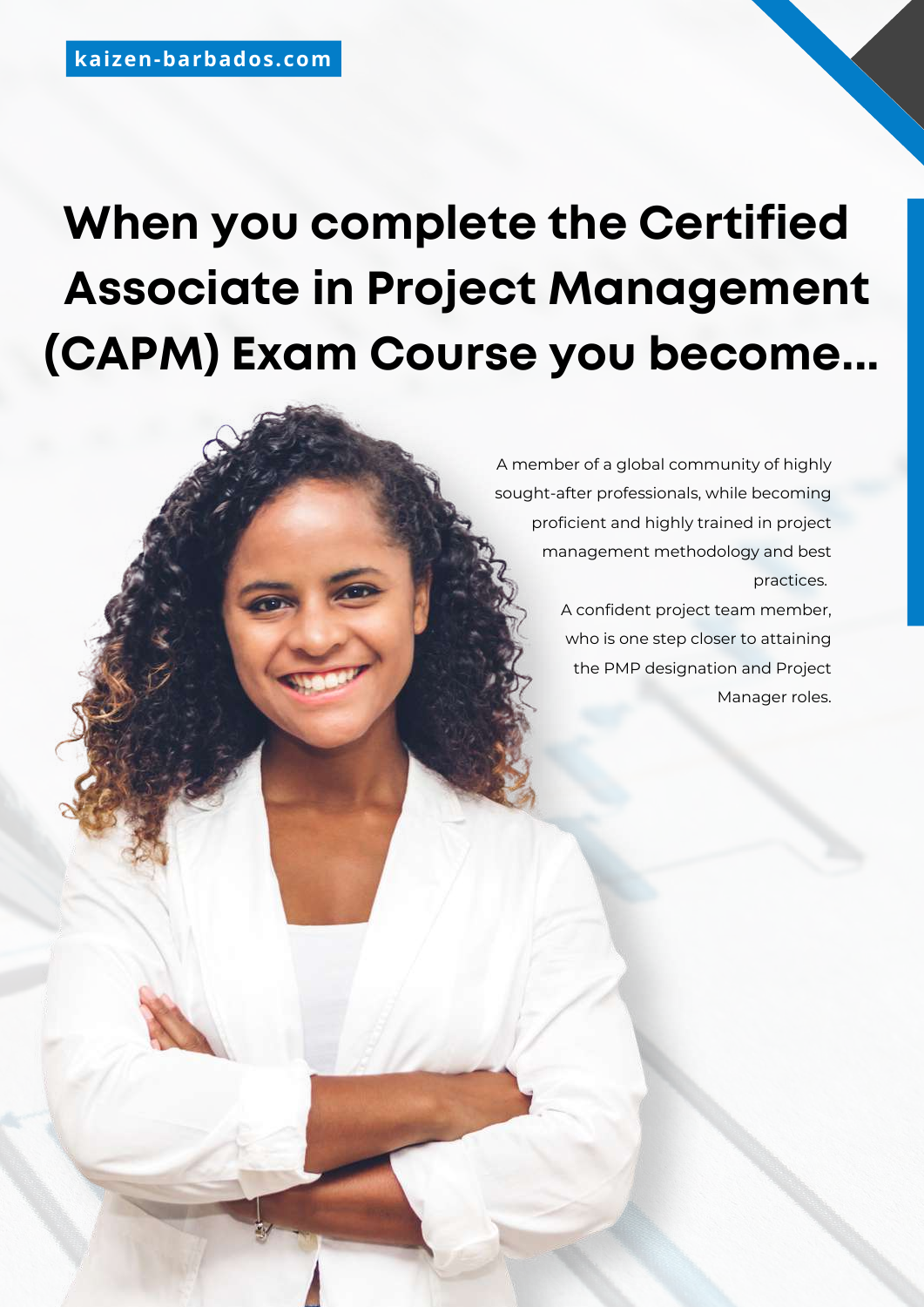kaizen-barbados.com

# When you complete the Certified Associate in Project Management (CAPM) Exam Course you become...

A member of a global community of highly sought-after professionals, while becoming proficient and highly trained in project management methodology and best practices.

A confident project team member, who is one step closer to attaining the PMP designation and Project Manager roles.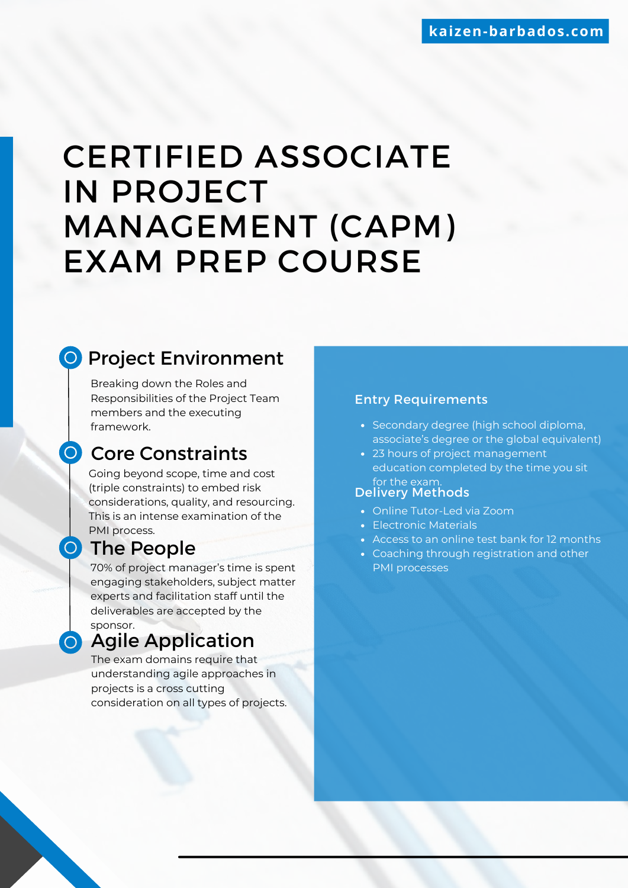kaizen-barbados.com

# CERTIFIED ASSOCIATE IN PROJECT MANAGEMENT (CAPM) EXAM PREP COURSE

## Project Environment

Breaking down the Roles and Responsibilities of the Project Team members and the executing framework.

## Core Constraints

Going beyond scope, time and cost (triple constraints) to embed risk considerations, quality, and resourcing. This is an intense examination of the PMI process.

## The People

70% of project manager's time is spent engaging stakeholders, subject matter experts and facilitation staff until the deliverables are accepted by the sponsor.

## Agile Application

The exam domains require that understanding agile approaches in projects is a cross cutting consideration on all types of projects.

### Entry Requirements

- Secondary degree (high school diploma, associate's degree or the global equivalent)
- 23 hours of project management education completed by the time you sit for the exam.

### Delivery Methods

- Online Tutor-Led via Zoom
- Electronic Materials
- Access to an online test bank for 12 months
- Coaching through registration and other PMI processes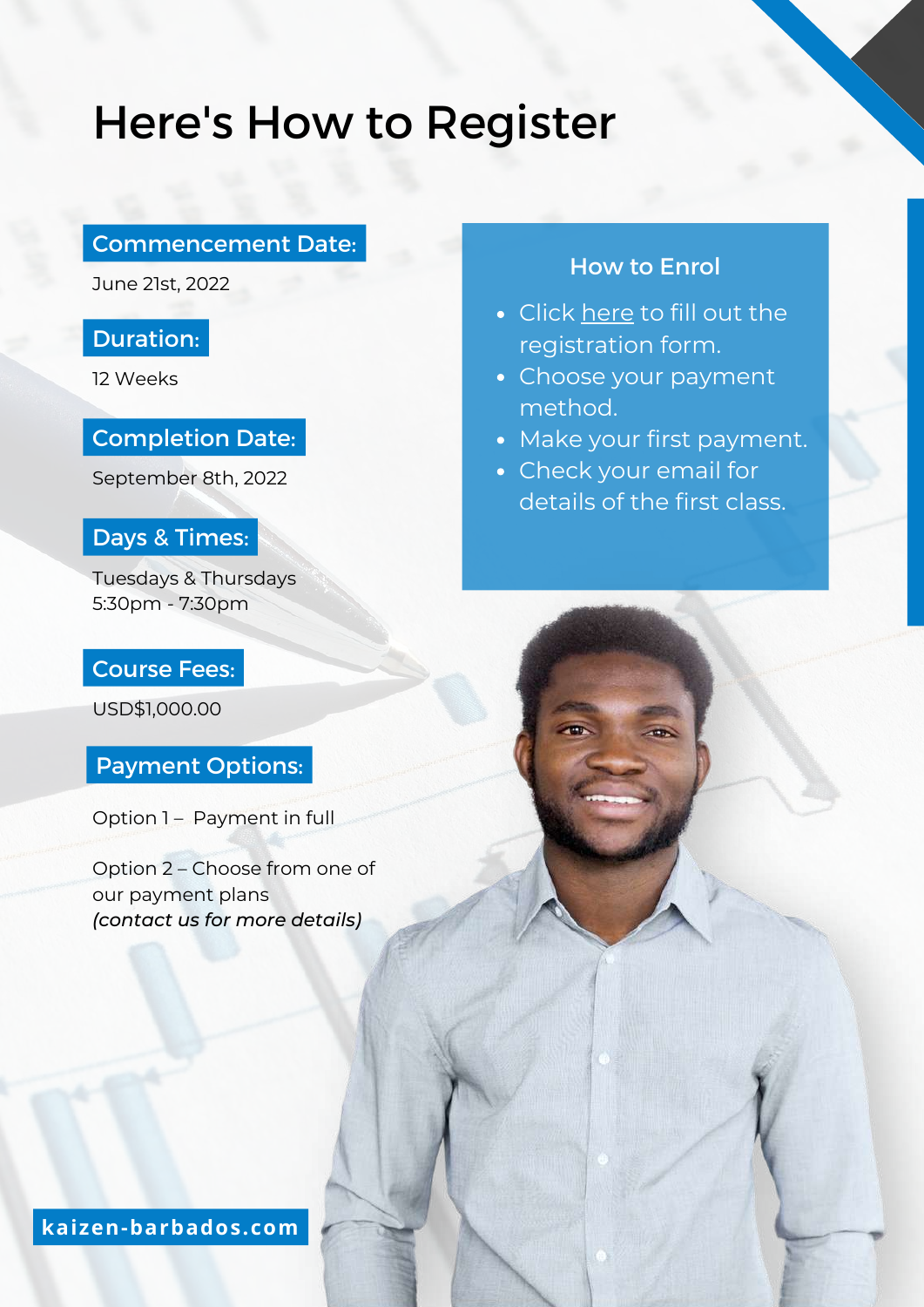# Here's How to Register

### Commencement Date:

June 21st, 2022

### Duration:

12 Weeks

### Completion Date:

September 8th, 2022

### Days & Times:

Tuesdays & Thursdays
5:30pm - 7:30pm

### Course Fees:

USD$1,000.00

### Payment Options:

Option 1 – Payment in full

Option 2 – Choose from one of our payment plans
*(contact us for more details)*

### How to Enrol

- Click here to fill out the registration form.
- Choose your payment method.
- Make your first payment.
- Check your email for details of the first class.

**kaizen-barbados.com**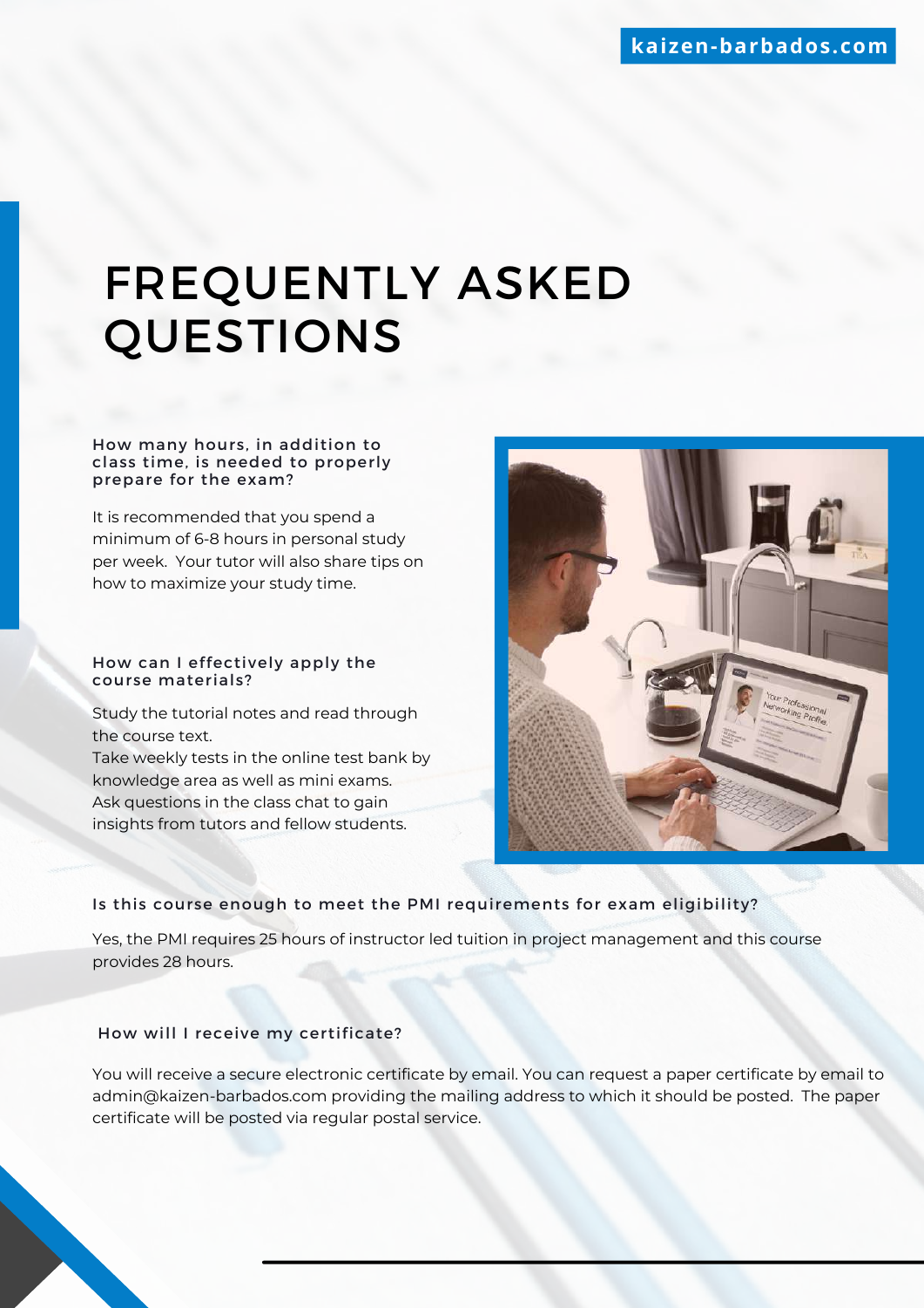# FREQUENTLY ASKED QUESTIONS

### How many hours, in addition to class time, is needed to properly prepare for the exam?

It is recommended that you spend a minimum of 6-8 hours in personal study per week. Your tutor will also share tips on how to maximize your study time.

### How can I effectively apply the course materials?

Study the tutorial notes and read through the course text.
Take weekly tests in the online test bank by knowledge area as well as mini exams.
Ask questions in the class chat to gain insights from tutors and fellow students.

### Is this course enough to meet the PMI requirements for exam eligibility?

Yes, the PMI requires 25 hours of instructor led tuition in project management and this course provides 28 hours.

### How will I receive my certificate?

You will receive a secure electronic certificate by email. You can request a paper certificate by email to admin@kaizen-barbados.com providing the mailing address to which it should be posted. The paper certificate will be posted via regular postal service.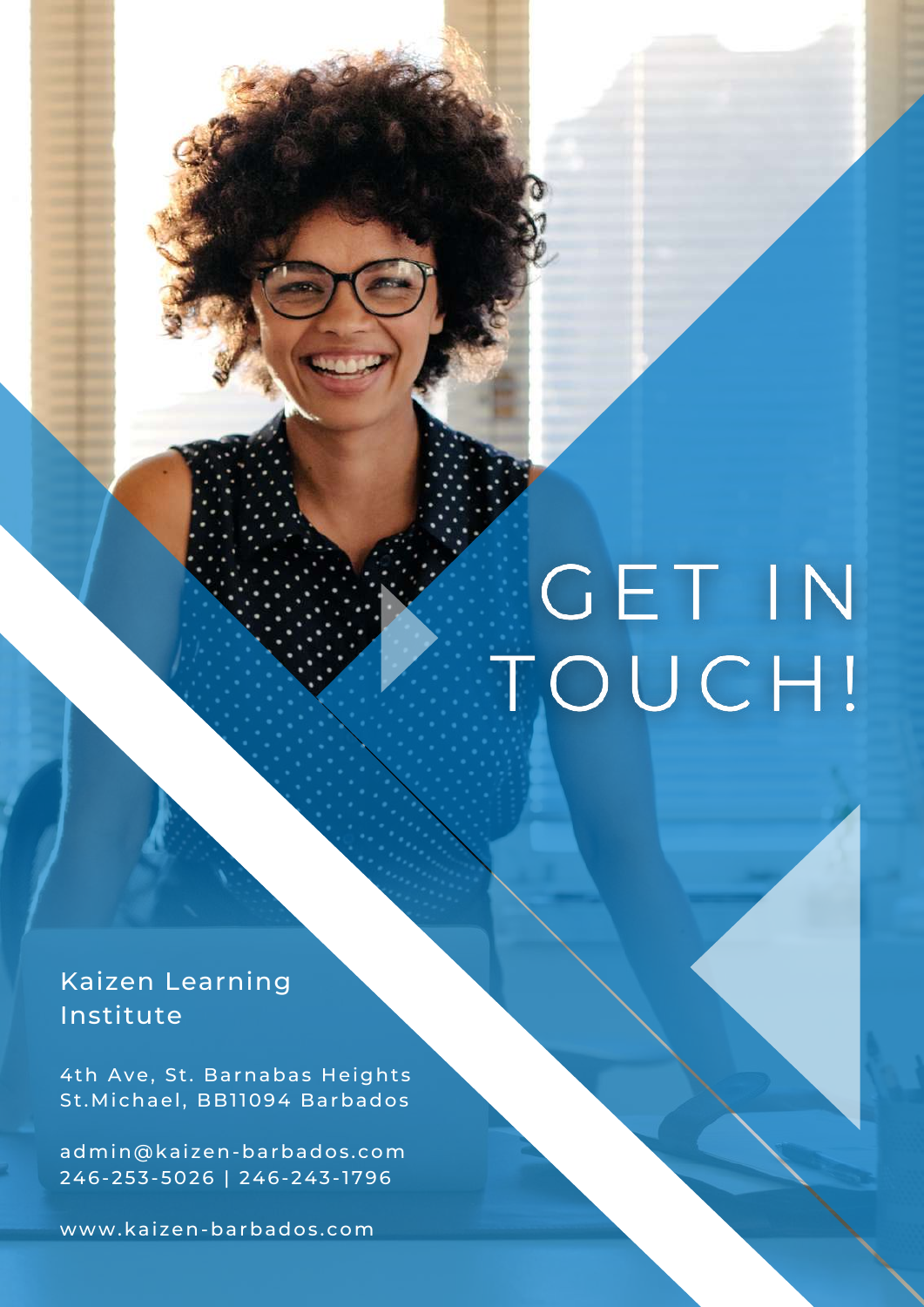# GET IN TOUCH!

Kaizen Learning Institute

4th Ave, St. Barnabas Heights
St.Michael, BB11094 Barbados

admin@kaizen-barbados.com
246-253-5026 | 246-243-1796

www.kaizen-barbados.com